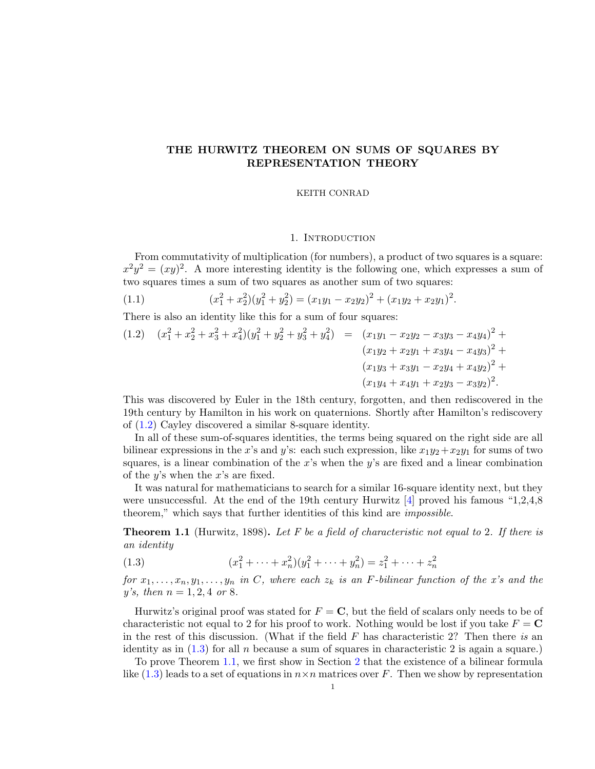# THE HURWITZ THEOREM ON SUMS OF SQUARES BY REPRESENTATION THEORY

KEITH CONRAD

## 1. Introduction

From commutativity of multiplication (for numbers), a product of two squares is a square: $x^2y^2 = (xy)^2$. A more interesting identity is the following one, which expresses a sum of two squares times a sum of two squares as another sum of two squares:

$$(x_1^2 + x_2^2)(y_1^2 + y_2^2) = (x_1y_1 - x_2y_2)^2 + (x_1y_2 + x_2y_1)^2. \tag{1.1}$$

There is also an identity like this for a sum of four squares:

$$\begin{aligned}(x_1^2 + x_2^2 + x_3^2 + x_4^2)(y_1^2 + y_2^2 + y_3^2 + y_4^2) \;=\; & (x_1y_1 - x_2y_2 - x_3y_3 - x_4y_4)^2 + \\ & (x_1y_2 + x_2y_1 + x_3y_4 - x_4y_3)^2 + \\ & (x_1y_3 + x_3y_1 - x_2y_4 + x_4y_2)^2 + \\ & (x_1y_4 + x_4y_1 + x_2y_3 - x_3y_2)^2.\end{aligned} \tag{1.2}$$

This was discovered by Euler in the 18th century, forgotten, and then rediscovered in the 19th century by Hamilton in his work on quaternions. Shortly after Hamilton's rediscovery of (1.2) Cayley discovered a similar 8-square identity.

In all of these sum-of-squares identities, the terms being squared on the right side are all bilinear expressions in the $x$'s and $y$'s: each such expression, like $x_1y_2 + x_2y_1$ for sums of two squares, is a linear combination of the $x$'s when the $y$'s are fixed and a linear combination of the $y$'s when the $x$'s are fixed.

It was natural for mathematicians to search for a similar 16-square identity next, but they were unsuccessful. At the end of the 19th century Hurwitz [4] proved his famous "1,2,4,8 theorem," which says that further identities of this kind are *impossible.*

**Theorem 1.1** (Hurwitz, 1898)**.** *Let $F$ be a field of characteristic not equal to 2. If there is an identity*

$$(x_1^2 + \cdots + x_n^2)(y_1^2 + \cdots + y_n^2) = z_1^2 + \cdots + z_n^2 \tag{1.3}$$

*for $x_1, \ldots, x_n, y_1, \ldots, y_n$ in $C$, where each $z_k$ is an $F$-bilinear function of the $x$'s and the $y$'s, then $n = 1, 2, 4$ or 8.*

Hurwitz's original proof was stated for $F = \mathbf{C}$, but the field of scalars only needs to be of characteristic not equal to 2 for his proof to work. Nothing would be lost if you take $F = \mathbf{C}$ in the rest of this discussion. (What if the field $F$ has characteristic 2? Then there *is* an identity as in (1.3) for all $n$ because a sum of squares in characteristic 2 is again a square.)

To prove Theorem 1.1, we first show in Section 2 that the existence of a bilinear formula like (1.3) leads to a set of equations in $n \times n$ matrices over $F$. Then we show by representation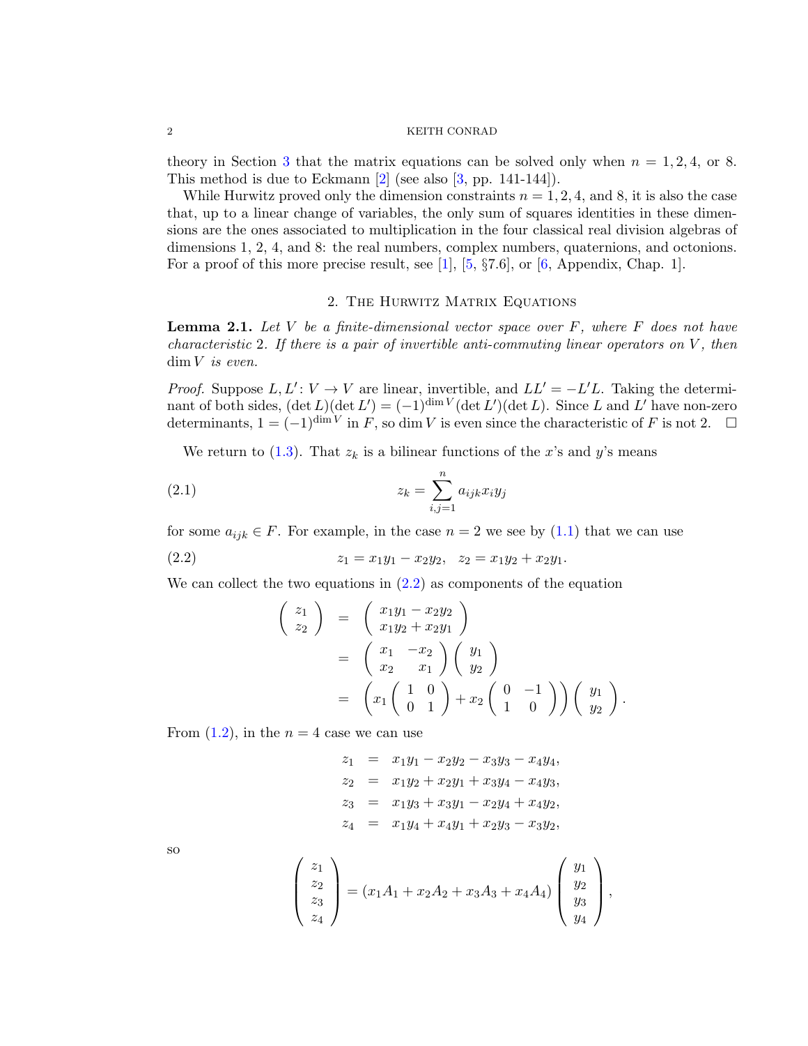theory in Section 3 that the matrix equations can be solved only when $n = 1, 2, 4$, or 8. This method is due to Eckmann [2] (see also [3, pp. 141-144]).

While Hurwitz proved only the dimension constraints $n = 1, 2, 4$, and 8, it is also the case that, up to a linear change of variables, the only sum of squares identities in these dimensions are the ones associated to multiplication in the four classical real division algebras of dimensions 1, 2, 4, and 8: the real numbers, complex numbers, quaternions, and octonions. For a proof of this more precise result, see [1], [5, §7.6], or [6, Appendix, Chap. 1].

## 2. The Hurwitz Matrix Equations

**Lemma 2.1.** *Let $V$ be a finite-dimensional vector space over $F$, where $F$ does not have characteristic 2. If there is a pair of invertible anti-commuting linear operators on $V$, then $\dim V$ is even.*

*Proof.* Suppose $L, L' : V \to V$ are linear, invertible, and $LL' = -L'L$. Taking the determinant of both sides, $(\det L)(\det L') = (-1)^{\dim V}(\det L')(\det L)$. Since $L$ and $L'$ have non-zero determinants, $1 = (-1)^{\dim V}$ in $F$, so $\dim V$ is even since the characteristic of $F$ is not 2. □

We return to (1.3). That $z_k$ is a bilinear functions of the $x$'s and $y$'s means

$$z_k = \sum_{i,j=1}^{n} a_{ijk} x_i y_j \tag{2.1}$$

for some $a_{ijk} \in F$. For example, in the case $n = 2$ we see by (1.1) that we can use

$$z_1 = x_1y_1 - x_2y_2, \quad z_2 = x_1y_2 + x_2y_1. \tag{2.2}$$

We can collect the two equations in (2.2) as components of the equation

$$\begin{aligned}
\begin{pmatrix} z_1 \\ z_2 \end{pmatrix} &= \begin{pmatrix} x_1y_1 - x_2y_2 \\ x_1y_2 + x_2y_1 \end{pmatrix} \\
&= \begin{pmatrix} x_1 & -x_2 \\ x_2 & x_1 \end{pmatrix} \begin{pmatrix} y_1 \\ y_2 \end{pmatrix} \\
&= \left( x_1 \begin{pmatrix} 1 & 0 \\ 0 & 1 \end{pmatrix} + x_2 \begin{pmatrix} 0 & -1 \\ 1 & 0 \end{pmatrix} \right) \begin{pmatrix} y_1 \\ y_2 \end{pmatrix}.
\end{aligned}$$

From (1.2), in the $n = 4$ case we can use

$$\begin{aligned}
z_1 &= x_1y_1 - x_2y_2 - x_3y_3 - x_4y_4, \\
z_2 &= x_1y_2 + x_2y_1 + x_3y_4 - x_4y_3, \\
z_3 &= x_1y_3 + x_3y_1 - x_2y_4 + x_4y_2, \\
z_4 &= x_1y_4 + x_4y_1 + x_2y_3 - x_3y_2,
\end{aligned}$$

so

$$\begin{pmatrix} z_1 \\ z_2 \\ z_3 \\ z_4 \end{pmatrix} = (x_1A_1 + x_2A_2 + x_3A_3 + x_4A_4) \begin{pmatrix} y_1 \\ y_2 \\ y_3 \\ y_4 \end{pmatrix},$$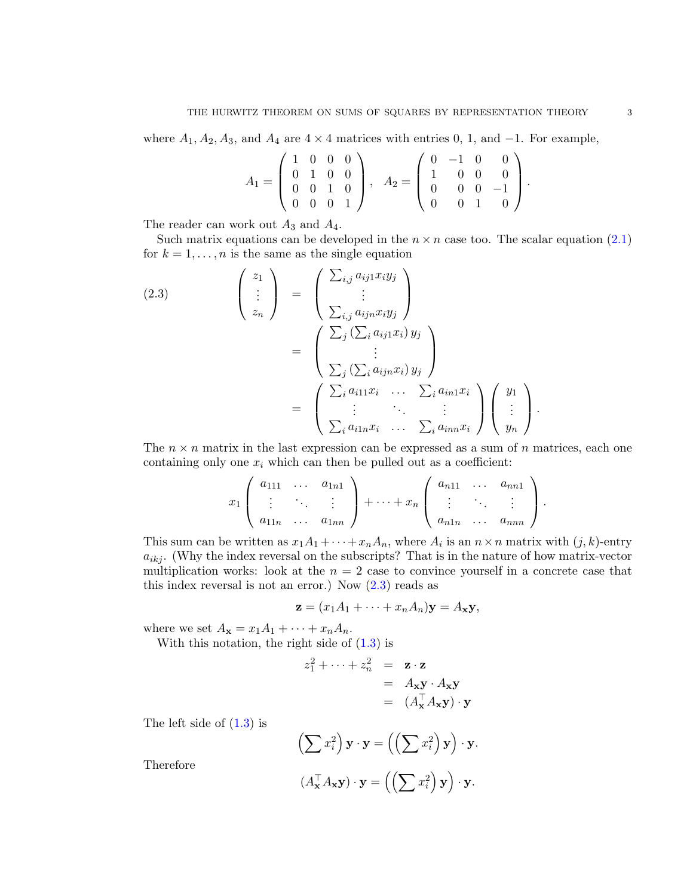where $A_1, A_2, A_3$, and $A_4$ are $4 \times 4$ matrices with entries 0, 1, and $-1$. For example,

$$A_1 = \begin{pmatrix} 1 & 0 & 0 & 0 \\ 0 & 1 & 0 & 0 \\ 0 & 0 & 1 & 0 \\ 0 & 0 & 0 & 1 \end{pmatrix}, \quad A_2 = \begin{pmatrix} 0 & -1 & 0 & 0 \\ 1 & 0 & 0 & 0 \\ 0 & 0 & 0 & -1 \\ 0 & 0 & 1 & 0 \end{pmatrix}.$$

The reader can work out $A_3$ and $A_4$.

Such matrix equations can be developed in the $n \times n$ case too. The scalar equation (2.1) for $k = 1, \dots, n$ is the same as the single equation

$$(2.3) \qquad \begin{pmatrix} z_1 \\ \vdots \\ z_n \end{pmatrix} = \begin{pmatrix} \sum_{i,j} a_{ij1} x_i y_j \\ \vdots \\ \sum_{i,j} a_{ijn} x_i y_j \end{pmatrix} = \begin{pmatrix} \sum_j \left( \sum_i a_{ij1} x_i \right) y_j \\ \vdots \\ \sum_j \left( \sum_i a_{ijn} x_i \right) y_j \end{pmatrix} = \begin{pmatrix} \sum_i a_{i11} x_i & \dots & \sum_i a_{in1} x_i \\ \vdots & \ddots & \vdots \\ \sum_i a_{i1n} x_i & \dots & \sum_i a_{inn} x_i \end{pmatrix} \begin{pmatrix} y_1 \\ \vdots \\ y_n \end{pmatrix}.$$

The $n \times n$ matrix in the last expression can be expressed as a sum of $n$ matrices, each one containing only one $x_i$ which can then be pulled out as a coefficient:

$$x_1 \begin{pmatrix} a_{111} & \dots & a_{1n1} \\ \vdots & \ddots & \vdots \\ a_{11n} & \dots & a_{1nn} \end{pmatrix} + \dots + x_n \begin{pmatrix} a_{n11} & \dots & a_{nn1} \\ \vdots & \ddots & \vdots \\ a_{n1n} & \dots & a_{nnn} \end{pmatrix}.$$

This sum can be written as $x_1 A_1 + \dots + x_n A_n$, where $A_i$ is an $n \times n$ matrix with $(j,k)$-entry $a_{ikj}$. (Why the index reversal on the subscripts? That is in the nature of how matrix-vector multiplication works: look at the $n = 2$ case to convince yourself in a concrete case that this index reversal is not an error.) Now (2.3) reads as

$$\mathbf{z} = (x_1 A_1 + \dots + x_n A_n)\mathbf{y} = A_{\mathbf{x}}\mathbf{y},$$

where we set $A_{\mathbf{x}} = x_1 A_1 + \dots + x_n A_n$.

With this notation, the right side of (1.3) is

$$\begin{aligned} z_1^2 + \dots + z_n^2 &= \mathbf{z} \cdot \mathbf{z} \\ &= A_{\mathbf{x}}\mathbf{y} \cdot A_{\mathbf{x}}\mathbf{y} \\ &= (A_{\mathbf{x}}^\top A_{\mathbf{x}}\mathbf{y}) \cdot \mathbf{y} \end{aligned}$$

The left side of (1.3) is

$$\left( \sum x_i^2 \right) \mathbf{y} \cdot \mathbf{y} = \left( \left( \sum x_i^2 \right) \mathbf{y} \right) \cdot \mathbf{y}.$$

Therefore

$$(A_{\mathbf{x}}^\top A_{\mathbf{x}}\mathbf{y}) \cdot \mathbf{y} = \left( \left( \sum x_i^2 \right) \mathbf{y} \right) \cdot \mathbf{y}.$$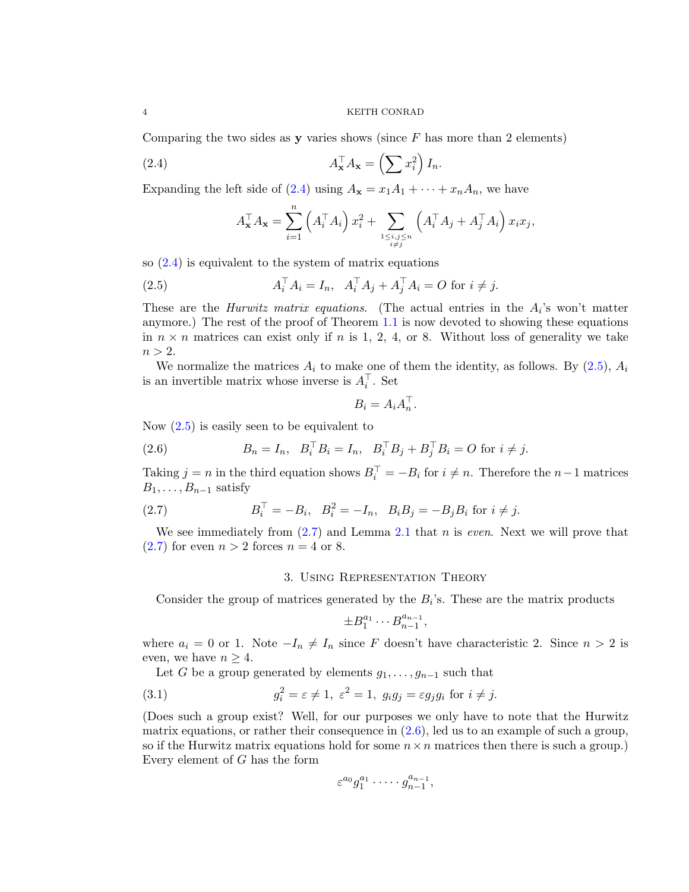Comparing the two sides as $\mathbf{y}$ varies shows (since $F$ has more than 2 elements)

$$A_{\mathbf{x}}^{\top} A_{\mathbf{x}} = \left(\sum x_i^2\right) I_n. \tag{2.4}$$

Expanding the left side of (2.4) using $A_{\mathbf{x}} = x_1 A_1 + \cdots + x_n A_n$, we have

$$A_{\mathbf{x}}^{\top} A_{\mathbf{x}} = \sum_{i=1}^{n} \left(A_i^{\top} A_i\right) x_i^2 + \sum_{\substack{1 \le i,j \le n \\ i \ne j}} \left(A_i^{\top} A_j + A_j^{\top} A_i\right) x_i x_j,$$

so (2.4) is equivalent to the system of matrix equations

$$A_i^{\top} A_i = I_n, \quad A_i^{\top} A_j + A_j^{\top} A_i = O \text{ for } i \ne j. \tag{2.5}$$

These are the *Hurwitz matrix equations*. (The actual entries in the $A_i$'s won't matter anymore.) The rest of the proof of Theorem 1.1 is now devoted to showing these equations in $n \times n$ matrices can exist only if $n$ is 1, 2, 4, or 8. Without loss of generality we take $n > 2$.

We normalize the matrices $A_i$ to make one of them the identity, as follows. By (2.5), $A_i$ is an invertible matrix whose inverse is $A_i^{\top}$. Set

$$B_i = A_i A_n^{\top}.$$

Now (2.5) is easily seen to be equivalent to

$$B_n = I_n, \quad B_i^{\top} B_i = I_n, \quad B_i^{\top} B_j + B_j^{\top} B_i = O \text{ for } i \ne j. \tag{2.6}$$

Taking $j = n$ in the third equation shows $B_i^{\top} = -B_i$ for $i \ne n$. Therefore the $n-1$ matrices $B_1, \ldots, B_{n-1}$ satisfy

$$B_i^{\top} = -B_i, \quad B_i^2 = -I_n, \quad B_i B_j = -B_j B_i \text{ for } i \ne j. \tag{2.7}$$

We see immediately from (2.7) and Lemma 2.1 that $n$ is *even*. Next we will prove that (2.7) for even $n > 2$ forces $n = 4$ or 8.

## 3. Using Representation Theory

Consider the group of matrices generated by the $B_i$'s. These are the matrix products

$$\pm B_1^{a_1} \cdots B_{n-1}^{a_{n-1}},$$

where $a_i = 0$ or 1. Note $-I_n \ne I_n$ since $F$ doesn't have characteristic 2. Since $n > 2$ is even, we have $n \ge 4$.

Let $G$ be a group generated by elements $g_1, \ldots, g_{n-1}$ such that

$$g_i^2 = \varepsilon \ne 1, \ \varepsilon^2 = 1, \ g_i g_j = \varepsilon g_j g_i \text{ for } i \ne j. \tag{3.1}$$

(Does such a group exist? Well, for our purposes we only have to note that the Hurwitz matrix equations, or rather their consequence in (2.6), led us to an example of such a group, so if the Hurwitz matrix equations hold for some $n \times n$ matrices then there is such a group.) Every element of $G$ has the form

$$\varepsilon^{a_0} g_1^{a_1} \cdot \cdots \cdot g_{n-1}^{a_{n-1}},$$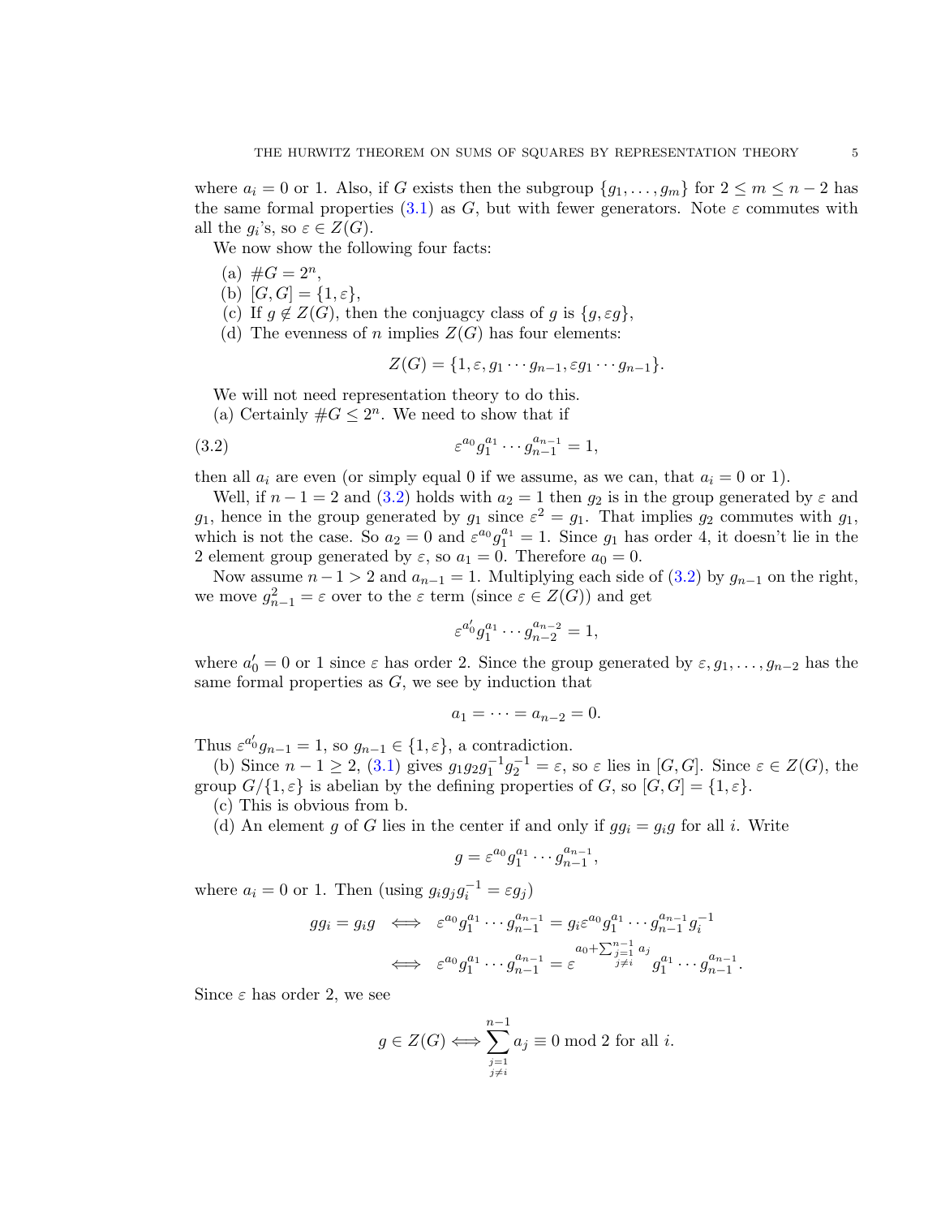where $a_i = 0$ or 1. Also, if $G$ exists then the subgroup $\{g_1, \ldots, g_m\}$ for $2 \leq m \leq n-2$ has the same formal properties (3.1) as $G$, but with fewer generators. Note $\varepsilon$ commutes with all the $g_i$'s, so $\varepsilon \in Z(G)$.

We now show the following four facts:

(a) $\#G = 2^n$,

(b) $[G, G] = \{1, \varepsilon\}$,

(c) If $g \notin Z(G)$, then the conjuagcy class of $g$ is $\{g, \varepsilon g\}$,

(d) The evenness of $n$ implies $Z(G)$ has four elements:

$$Z(G) = \{1, \varepsilon, g_1 \cdots g_{n-1}, \varepsilon g_1 \cdots g_{n-1}\}.$$

We will not need representation theory to do this.

(a) Certainly $\#G \leq 2^n$. We need to show that if

$$\varepsilon^{a_0} g_1^{a_1} \cdots g_{n-1}^{a_{n-1}} = 1, \tag{3.2}$$

then all $a_i$ are even (or simply equal 0 if we assume, as we can, that $a_i = 0$ or 1).

Well, if $n - 1 = 2$ and (3.2) holds with $a_2 = 1$ then $g_2$ is in the group generated by $\varepsilon$ and $g_1$, hence in the group generated by $g_1$ since $\varepsilon^2 = g_1$. That implies $g_2$ commutes with $g_1$, which is not the case. So $a_2 = 0$ and $\varepsilon^{a_0} g_1^{a_1} = 1$. Since $g_1$ has order 4, it doesn't lie in the 2 element group generated by $\varepsilon$, so $a_1 = 0$. Therefore $a_0 = 0$.

Now assume $n - 1 > 2$ and $a_{n-1} = 1$. Multiplying each side of (3.2) by $g_{n-1}$ on the right, we move $g_{n-1}^2 = \varepsilon$ over to the $\varepsilon$ term (since $\varepsilon \in Z(G)$) and get

$$\varepsilon^{a_0'} g_1^{a_1} \cdots g_{n-2}^{a_{n-2}} = 1,$$

where $a_0' = 0$ or 1 since $\varepsilon$ has order 2. Since the group generated by $\varepsilon, g_1, \ldots, g_{n-2}$ has the same formal properties as $G$, we see by induction that

$$a_1 = \cdots = a_{n-2} = 0.$$

Thus $\varepsilon^{a_0'} g_{n-1} = 1$, so $g_{n-1} \in \{1, \varepsilon\}$, a contradiction.

(b) Since $n - 1 \geq 2$, (3.1) gives $g_1 g_2 g_1^{-1} g_2^{-1} = \varepsilon$, so $\varepsilon$ lies in $[G, G]$. Since $\varepsilon \in Z(G)$, the group $G/\{1, \varepsilon\}$ is abelian by the defining properties of $G$, so $[G, G] = \{1, \varepsilon\}$.

(c) This is obvious from b.

(d) An element $g$ of $G$ lies in the center if and only if $gg_i = g_i g$ for all $i$. Write

$$g = \varepsilon^{a_0} g_1^{a_1} \cdots g_{n-1}^{a_{n-1}},$$

where $a_i = 0$ or 1. Then (using $g_i g_j g_i^{-1} = \varepsilon g_j$)

$$\begin{aligned}
gg_i = g_i g \iff & \varepsilon^{a_0} g_1^{a_1} \cdots g_{n-1}^{a_{n-1}} = g_i \varepsilon^{a_0} g_1^{a_1} \cdots g_{n-1}^{a_{n-1}} g_i^{-1} \\
\iff & \varepsilon^{a_0} g_1^{a_1} \cdots g_{n-1}^{a_{n-1}} = \varepsilon^{a_0 + \sum_{\substack{j=1 \\ j \neq i}}^{n-1} a_j} g_1^{a_1} \cdots g_{n-1}^{a_{n-1}}.
\end{aligned}$$

Since $\varepsilon$ has order 2, we see

$$g \in Z(G) \iff \sum_{\substack{j=1 \\ j \neq i}}^{n-1} a_j \equiv 0 \bmod 2 \text{ for all } i.$$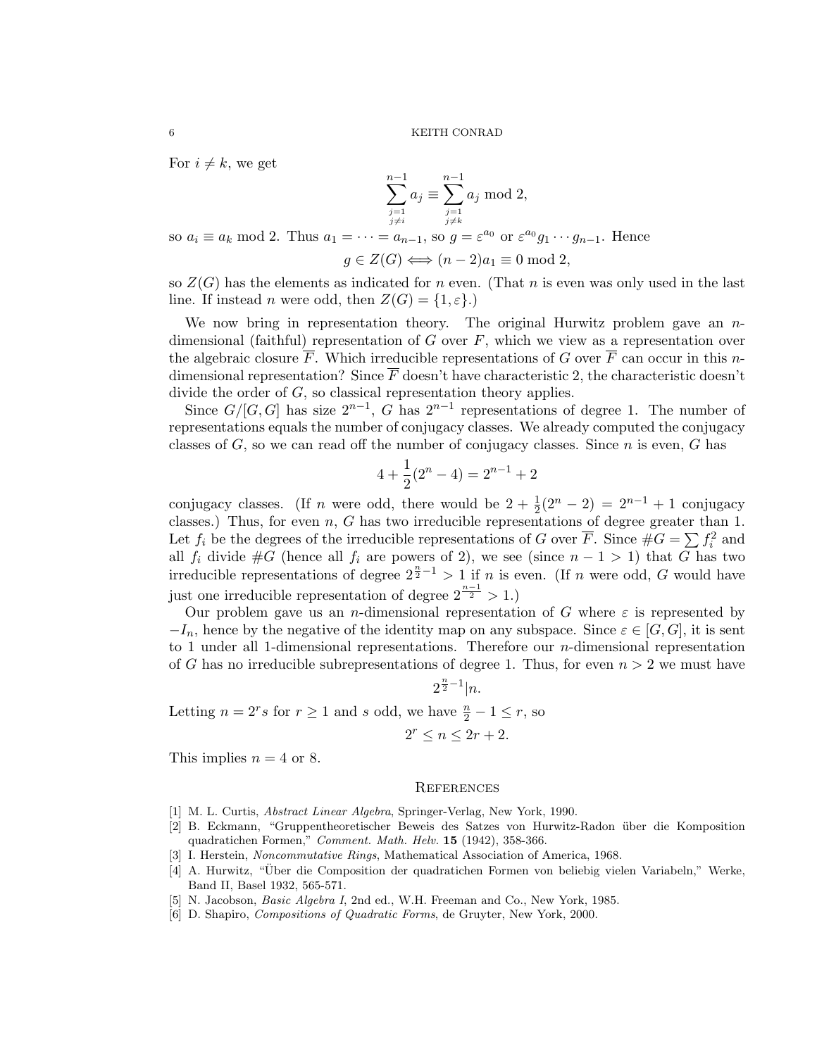For $i \neq k$, we get

$$\sum_{\substack{j=1 \\ j \neq i}}^{n-1} a_j \equiv \sum_{\substack{j=1 \\ j \neq k}}^{n-1} a_j \bmod 2,$$

so $a_i \equiv a_k \bmod 2$. Thus $a_1 = \cdots = a_{n-1}$, so $g = \varepsilon^{a_0}$ or $\varepsilon^{a_0} g_1 \cdots g_{n-1}$. Hence

$$g \in Z(G) \Longleftrightarrow (n-2)a_1 \equiv 0 \bmod 2,$$

so $Z(G)$ has the elements as indicated for $n$ even. (That $n$ is even was only used in the last line. If instead $n$ were odd, then $Z(G) = \{1, \varepsilon\}$.)

We now bring in representation theory. The original Hurwitz problem gave an $n$-dimensional (faithful) representation of $G$ over $F$, which we view as a representation over the algebraic closure $\overline{F}$. Which irreducible representations of $G$ over $\overline{F}$ can occur in this $n$-dimensional representation? Since $\overline{F}$ doesn't have characteristic 2, the characteristic doesn't divide the order of $G$, so classical representation theory applies.

Since $G/[G,G]$ has size $2^{n-1}$, $G$ has $2^{n-1}$ representations of degree 1. The number of representations equals the number of conjugacy classes. We already computed the conjugacy classes of $G$, so we can read off the number of conjugacy classes. Since $n$ is even, $G$ has

$$4 + \frac{1}{2}(2^n - 4) = 2^{n-1} + 2$$

conjugacy classes. (If $n$ were odd, there would be $2 + \frac{1}{2}(2^n - 2) = 2^{n-1} + 1$ conjugacy classes.) Thus, for even $n$, $G$ has two irreducible representations of degree greater than 1. Let $f_i$ be the degrees of the irreducible representations of $G$ over $\overline{F}$. Since $\#G = \sum f_i^2$ and all $f_i$ divide $\#G$ (hence all $f_i$ are powers of 2), we see (since $n - 1 > 1$) that $G$ has two irreducible representations of degree $2^{\frac{n}{2}-1} > 1$ if $n$ is even. (If $n$ were odd, $G$ would have just one irreducible representation of degree $2^{\frac{n-1}{2}} > 1$.)

Our problem gave us an $n$-dimensional representation of $G$ where $\varepsilon$ is represented by $-I_n$, hence by the negative of the identity map on any subspace. Since $\varepsilon \in [G,G]$, it is sent to 1 under all 1-dimensional representations. Therefore our $n$-dimensional representation of $G$ has no irreducible subrepresentations of degree 1. Thus, for even $n > 2$ we must have

$$2^{\frac{n}{2}-1} | n.$$

Letting $n = 2^r s$ for $r \geq 1$ and $s$ odd, we have $\frac{n}{2} - 1 \leq r$, so

$$2^r \leq n \leq 2r + 2.$$

This implies $n = 4$ or 8.

## References

[1] M. L. Curtis, *Abstract Linear Algebra*, Springer-Verlag, New York, 1990.

[2] B. Eckmann, "Gruppentheoretischer Beweis des Satzes von Hurwitz-Radon über die Komposition quadratichen Formen," *Comment. Math. Helv.* **15** (1942), 358-366.

[3] I. Herstein, *Noncommutative Rings*, Mathematical Association of America, 1968.

[4] A. Hurwitz, "Über die Composition der quadratichen Formen von beliebig vielen Variabeln," Werke, Band II, Basel 1932, 565-571.

[5] N. Jacobson, *Basic Algebra I*, 2nd ed., W.H. Freeman and Co., New York, 1985.

[6] D. Shapiro, *Compositions of Quadratic Forms*, de Gruyter, New York, 2000.